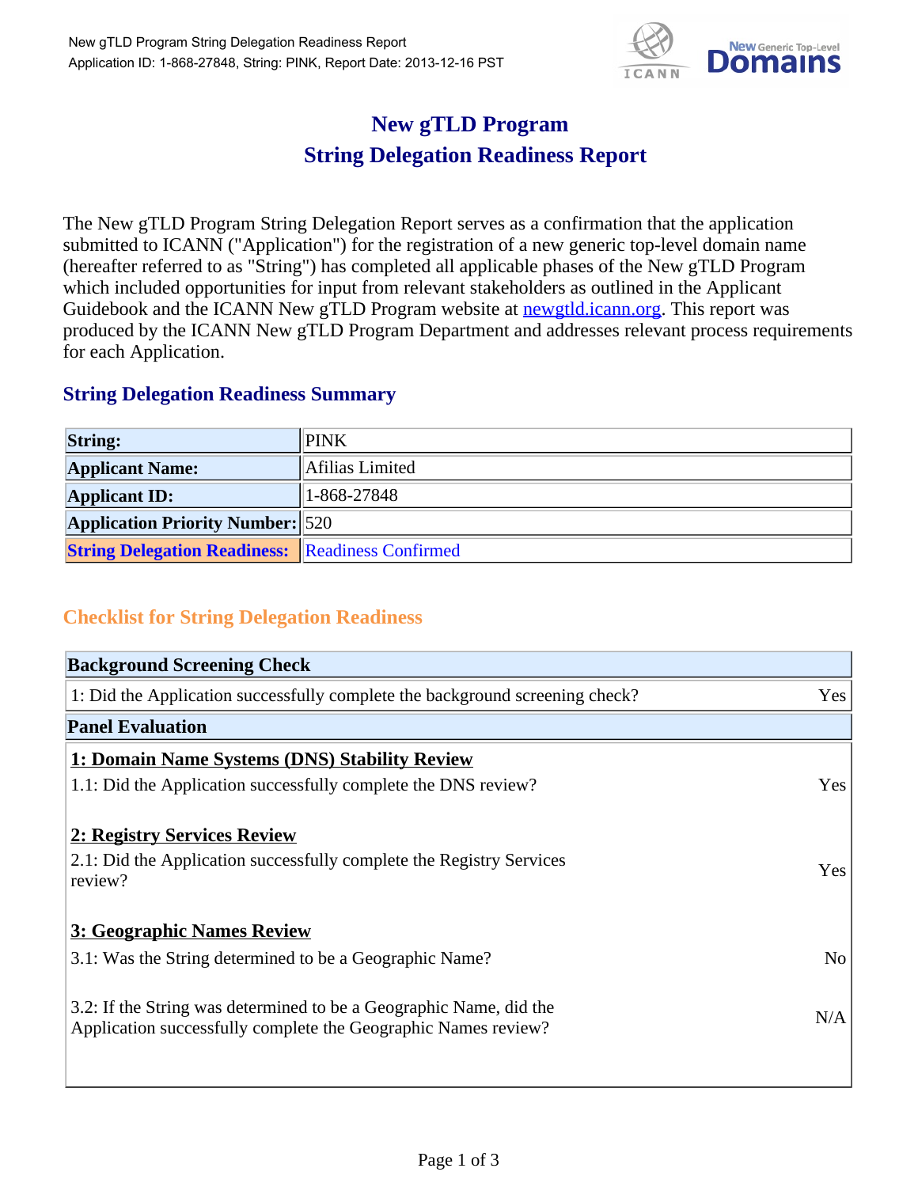# New gTLD Program
# String Delegation Readiness Report

The New gTLD Program String Delegation Report serves as a confirmation that the application submitted to ICANN ("Application") for the registration of a new generic top-level domain name (hereafter referred to as "String") has completed all applicable phases of the New gTLD Program which included opportunities for input from relevant stakeholders as outlined in the Applicant Guidebook and the ICANN New gTLD Program website at newgtld.icann.org. This report was produced by the ICANN New gTLD Program Department and addresses relevant process requirements for each Application.

## String Delegation Readiness Summary

| | |
|---|---|
| **String:** | PINK |
| **Applicant Name:** | Afilias Limited |
| **Applicant ID:** | 1-868-27848 |
| **Application Priority Number:** | 520 |
| **String Delegation Readiness:** | Readiness Confirmed |

## Checklist for String Delegation Readiness

| **Background Screening Check** | |
|---|---|
| 1: Did the Application successfully complete the background screening check? | Yes |
| **Panel Evaluation** | |
| **1: Domain Name Systems (DNS) Stability Review** | |
| 1.1: Did the Application successfully complete the DNS review? | Yes |
| **2: Registry Services Review** | |
| 2.1: Did the Application successfully complete the Registry Services review? | Yes |
| **3: Geographic Names Review** | |
| 3.1: Was the String determined to be a Geographic Name? | No |
| 3.2: If the String was determined to be a Geographic Name, did the Application successfully complete the Geographic Names review? | N/A |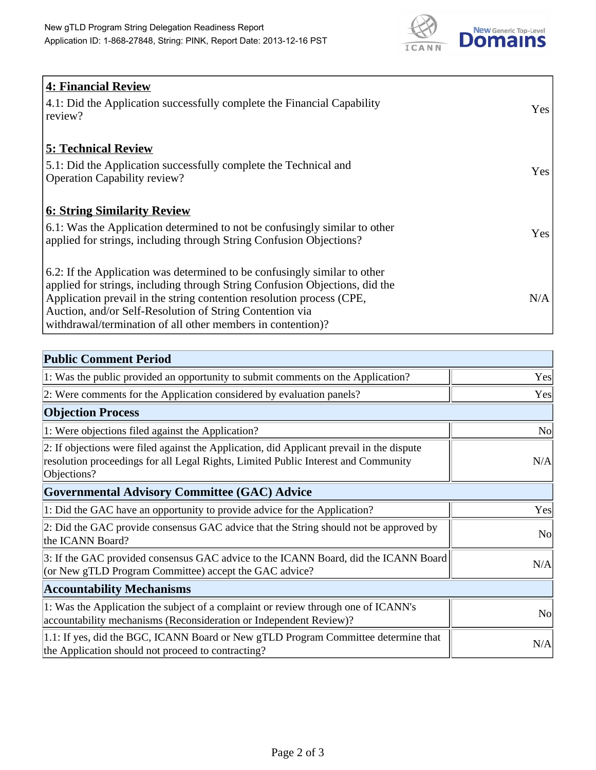## 4: Financial Review

| | |
|---|---|
| 4.1: Did the Application successfully complete the Financial Capability review? | Yes |

## 5: Technical Review

| | |
|---|---|
| 5.1: Did the Application successfully complete the Technical and Operation Capability review? | Yes |

## 6: String Similarity Review

| | |
|---|---|
| 6.1: Was the Application determined to not be confusingly similar to other applied for strings, including through String Confusion Objections? | Yes |
| 6.2: If the Application was determined to be confusingly similar to other applied for strings, including through String Confusion Objections, did the Application prevail in the string contention resolution process (CPE, Auction, and/or Self-Resolution of String Contention via withdrawal/termination of all other members in contention)? | N/A |

| Public Comment Period | |
|---|---|
| 1: Was the public provided an opportunity to submit comments on the Application? | Yes |
| 2: Were comments for the Application considered by evaluation panels? | Yes |
| **Objection Process** | |
| 1: Were objections filed against the Application? | No |
| 2: If objections were filed against the Application, did Applicant prevail in the dispute resolution proceedings for all Legal Rights, Limited Public Interest and Community Objections? | N/A |
| **Governmental Advisory Committee (GAC) Advice** | |
| 1: Did the GAC have an opportunity to provide advice for the Application? | Yes |
| 2: Did the GAC provide consensus GAC advice that the String should not be approved by the ICANN Board? | No |
| 3: If the GAC provided consensus GAC advice to the ICANN Board, did the ICANN Board (or New gTLD Program Committee) accept the GAC advice? | N/A |
| **Accountability Mechanisms** | |
| 1: Was the Application the subject of a complaint or review through one of ICANN's accountability mechanisms (Reconsideration or Independent Review)? | No |
| 1.1: If yes, did the BGC, ICANN Board or New gTLD Program Committee determine that the Application should not proceed to contracting? | N/A |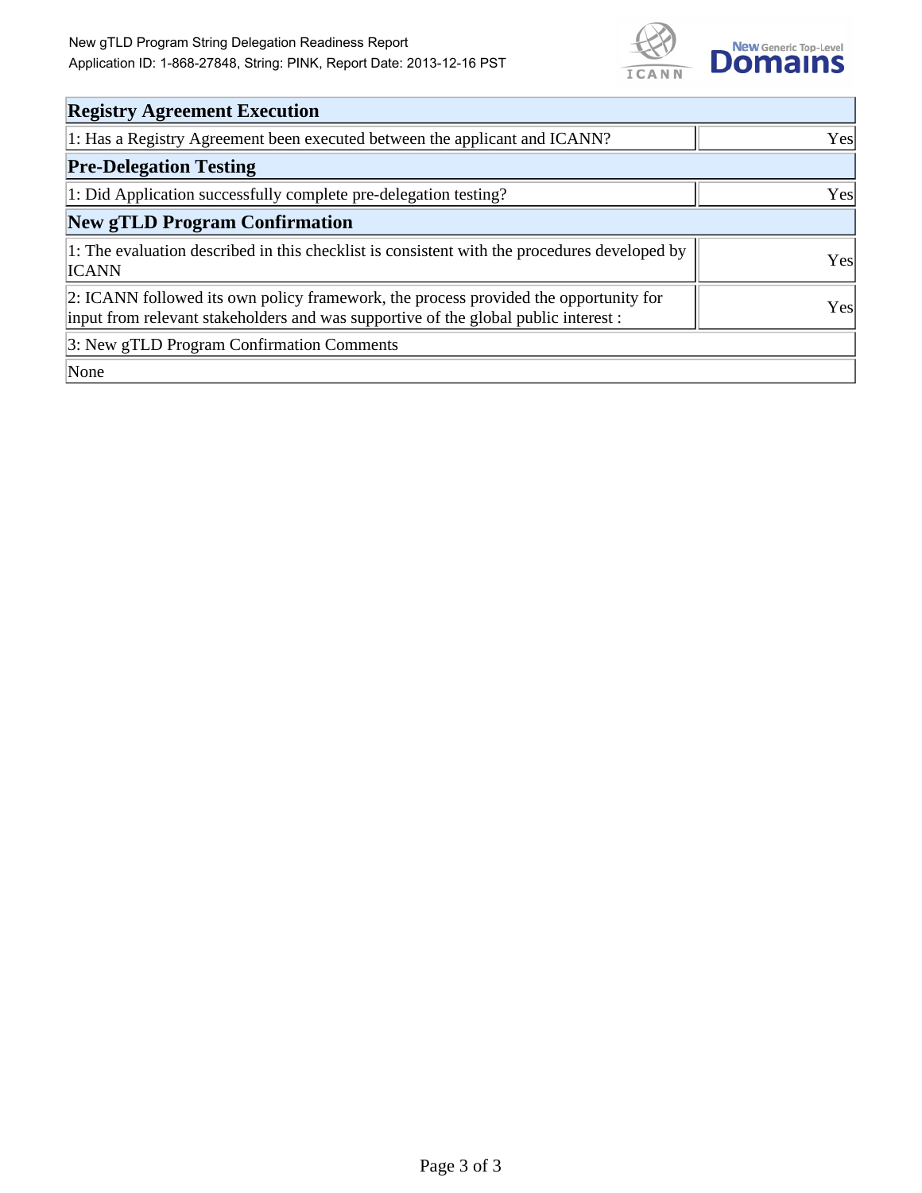New gTLD Program String Delegation Readiness Report
Application ID: 1-868-27848, String: PINK, Report Date: 2013-12-16 PST

## Registry Agreement Execution

| | |
|---|---|
| 1: Has a Registry Agreement been executed between the applicant and ICANN? | Yes |

## Pre-Delegation Testing

| | |
|---|---|
| 1: Did Application successfully complete pre-delegation testing? | Yes |

## New gTLD Program Confirmation

| | |
|---|---|
| 1: The evaluation described in this checklist is consistent with the procedures developed by ICANN | Yes |
| 2: ICANN followed its own policy framework, the process provided the opportunity for input from relevant stakeholders and was supportive of the global public interest : | Yes |

3: New gTLD Program Confirmation Comments

None